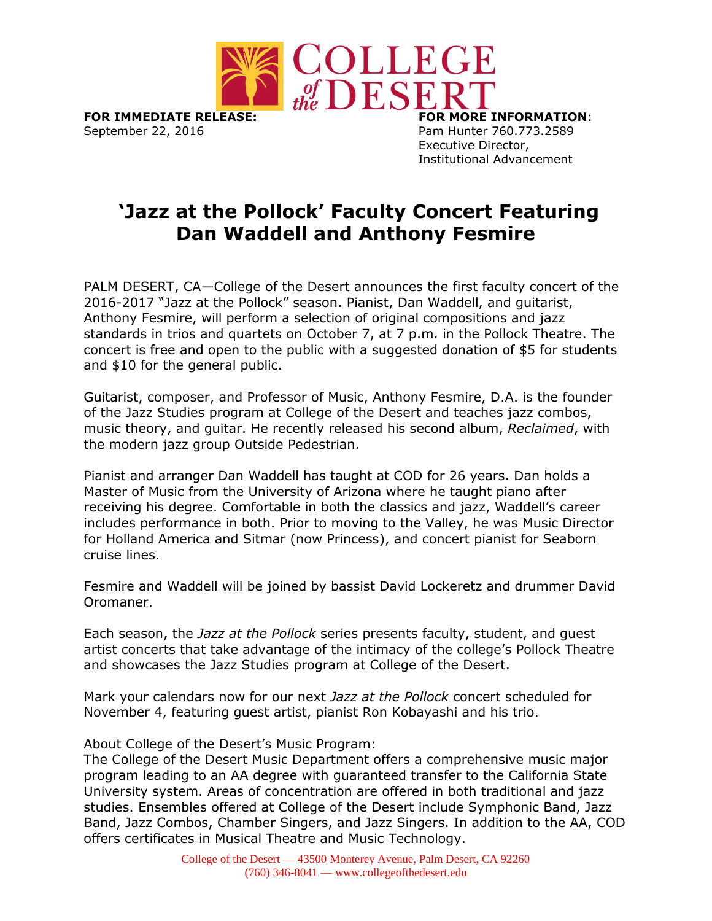**FOR IMMEDIATE RELEASE:**
September 22, 2016

**FOR MORE INFORMATION**:
Pam Hunter 760.773.2589
Executive Director,
Institutional Advancement

# 'Jazz at the Pollock' Faculty Concert Featuring Dan Waddell and Anthony Fesmire

PALM DESERT, CA—College of the Desert announces the first faculty concert of the 2016-2017 "Jazz at the Pollock" season. Pianist, Dan Waddell, and guitarist, Anthony Fesmire, will perform a selection of original compositions and jazz standards in trios and quartets on October 7, at 7 p.m. in the Pollock Theatre. The concert is free and open to the public with a suggested donation of $5 for students and $10 for the general public.

Guitarist, composer, and Professor of Music, Anthony Fesmire, D.A. is the founder of the Jazz Studies program at College of the Desert and teaches jazz combos, music theory, and guitar. He recently released his second album, *Reclaimed*, with the modern jazz group Outside Pedestrian.

Pianist and arranger Dan Waddell has taught at COD for 26 years. Dan holds a Master of Music from the University of Arizona where he taught piano after receiving his degree. Comfortable in both the classics and jazz, Waddell's career includes performance in both. Prior to moving to the Valley, he was Music Director for Holland America and Sitmar (now Princess), and concert pianist for Seaborn cruise lines.

Fesmire and Waddell will be joined by bassist David Lockeretz and drummer David Oromaner.

Each season, the *Jazz at the Pollock* series presents faculty, student, and guest artist concerts that take advantage of the intimacy of the college's Pollock Theatre and showcases the Jazz Studies program at College of the Desert.

Mark your calendars now for our next *Jazz at the Pollock* concert scheduled for November 4, featuring guest artist, pianist Ron Kobayashi and his trio.

About College of the Desert's Music Program:
The College of the Desert Music Department offers a comprehensive music major program leading to an AA degree with guaranteed transfer to the California State University system. Areas of concentration are offered in both traditional and jazz studies. Ensembles offered at College of the Desert include Symphonic Band, Jazz Band, Jazz Combos, Chamber Singers, and Jazz Singers. In addition to the AA, COD offers certificates in Musical Theatre and Music Technology.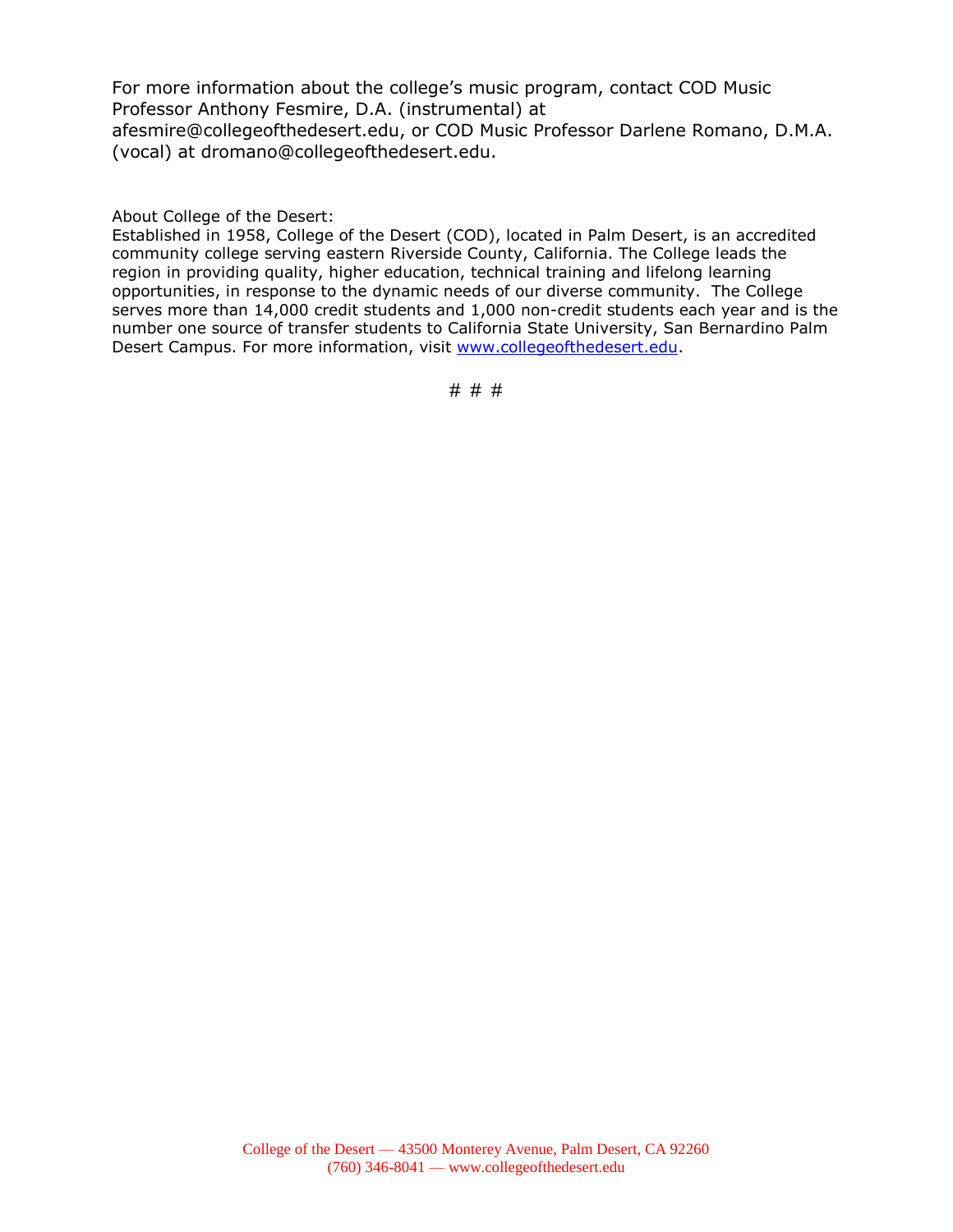For more information about the college's music program, contact COD Music Professor Anthony Fesmire, D.A. (instrumental) at afesmire@collegeofthedesert.edu, or COD Music Professor Darlene Romano, D.M.A. (vocal) at dromano@collegeofthedesert.edu.

About College of the Desert:
Established in 1958, College of the Desert (COD), located in Palm Desert, is an accredited community college serving eastern Riverside County, California. The College leads the region in providing quality, higher education, technical training and lifelong learning opportunities, in response to the dynamic needs of our diverse community. The College serves more than 14,000 credit students and 1,000 non-credit students each year and is the number one source of transfer students to California State University, San Bernardino Palm Desert Campus. For more information, visit www.collegeofthedesert.edu.

# # #